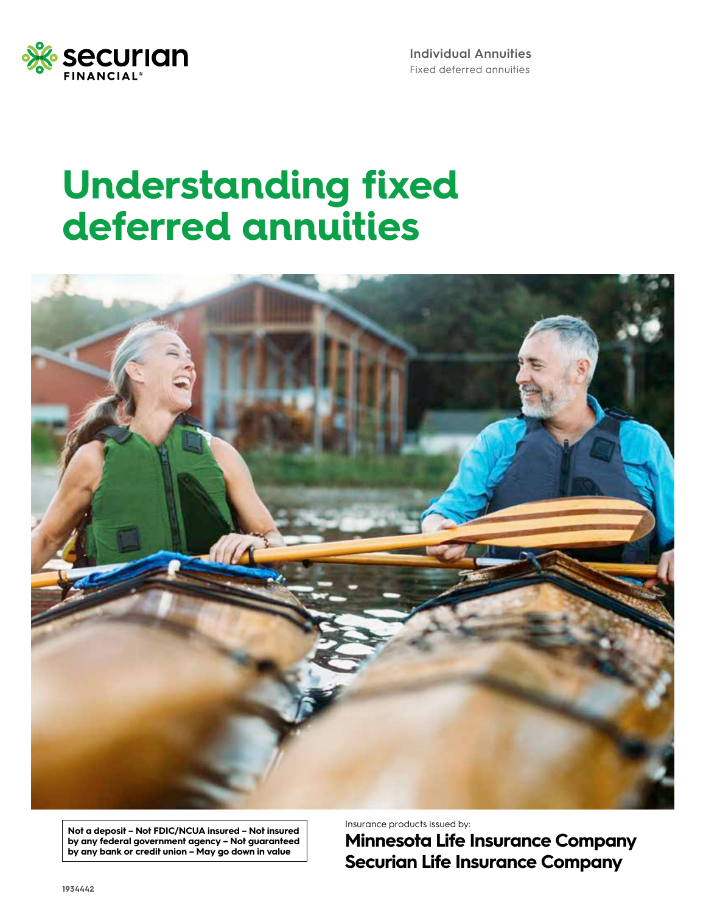Securian Financial

Individual Annuities
Fixed deferred annuities

# Understanding fixed deferred annuities

**Not a deposit – Not FDIC/NCUA insured – Not insured by any federal government agency – Not guaranteed by any bank or credit union – May go down in value**

Insurance products issued by:

**Minnesota Life Insurance Company**
**Securian Life Insurance Company**

1934442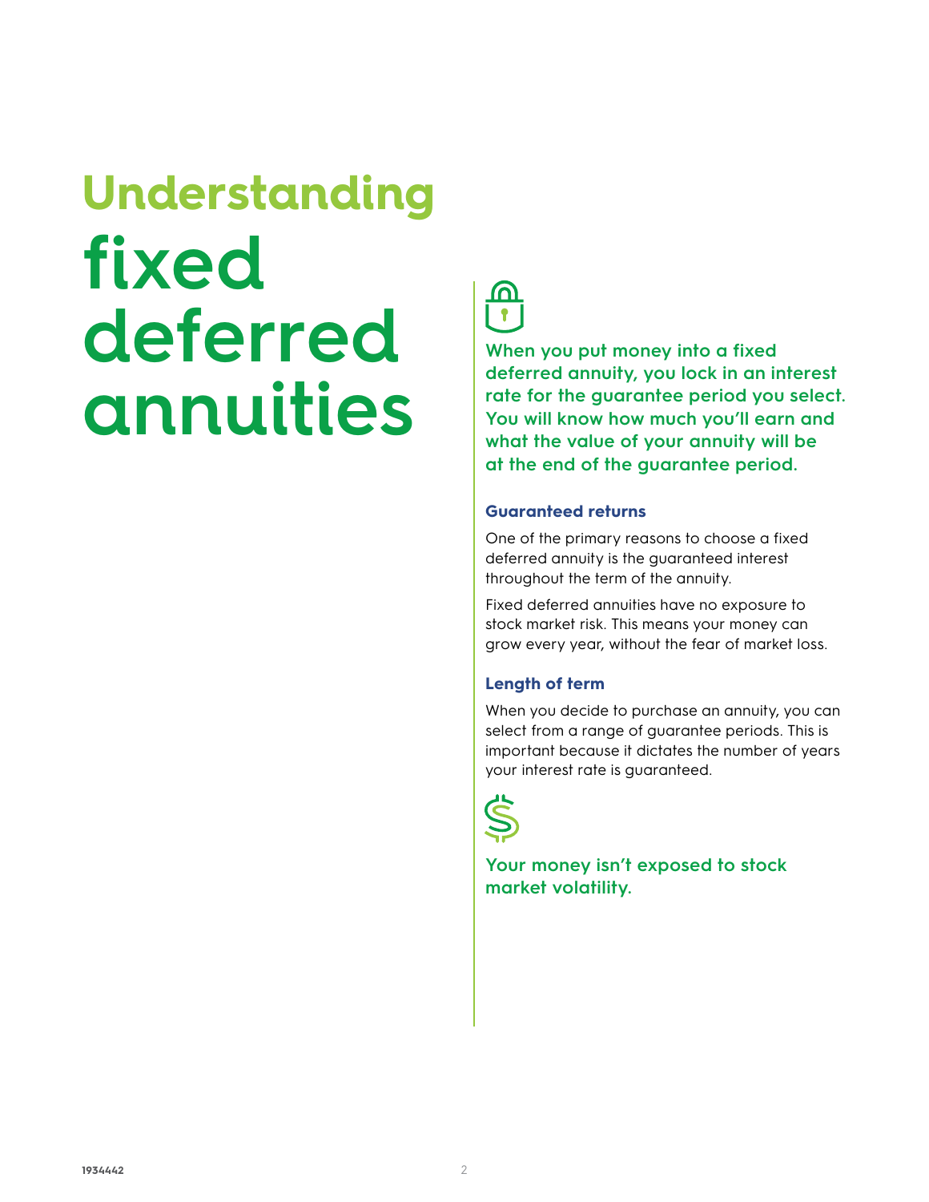# Understanding fixed deferred annuities

**When you put money into a fixed deferred annuity, you lock in an interest rate for the guarantee period you select. You will know how much you'll earn and what the value of your annuity will be at the end of the guarantee period.**

### Guaranteed returns

One of the primary reasons to choose a fixed deferred annuity is the guaranteed interest throughout the term of the annuity.

Fixed deferred annuities have no exposure to stock market risk. This means your money can grow every year, without the fear of market loss.

### Length of term

When you decide to purchase an annuity, you can select from a range of guarantee periods. This is important because it dictates the number of years your interest rate is guaranteed.

**Your money isn't exposed to stock market volatility.**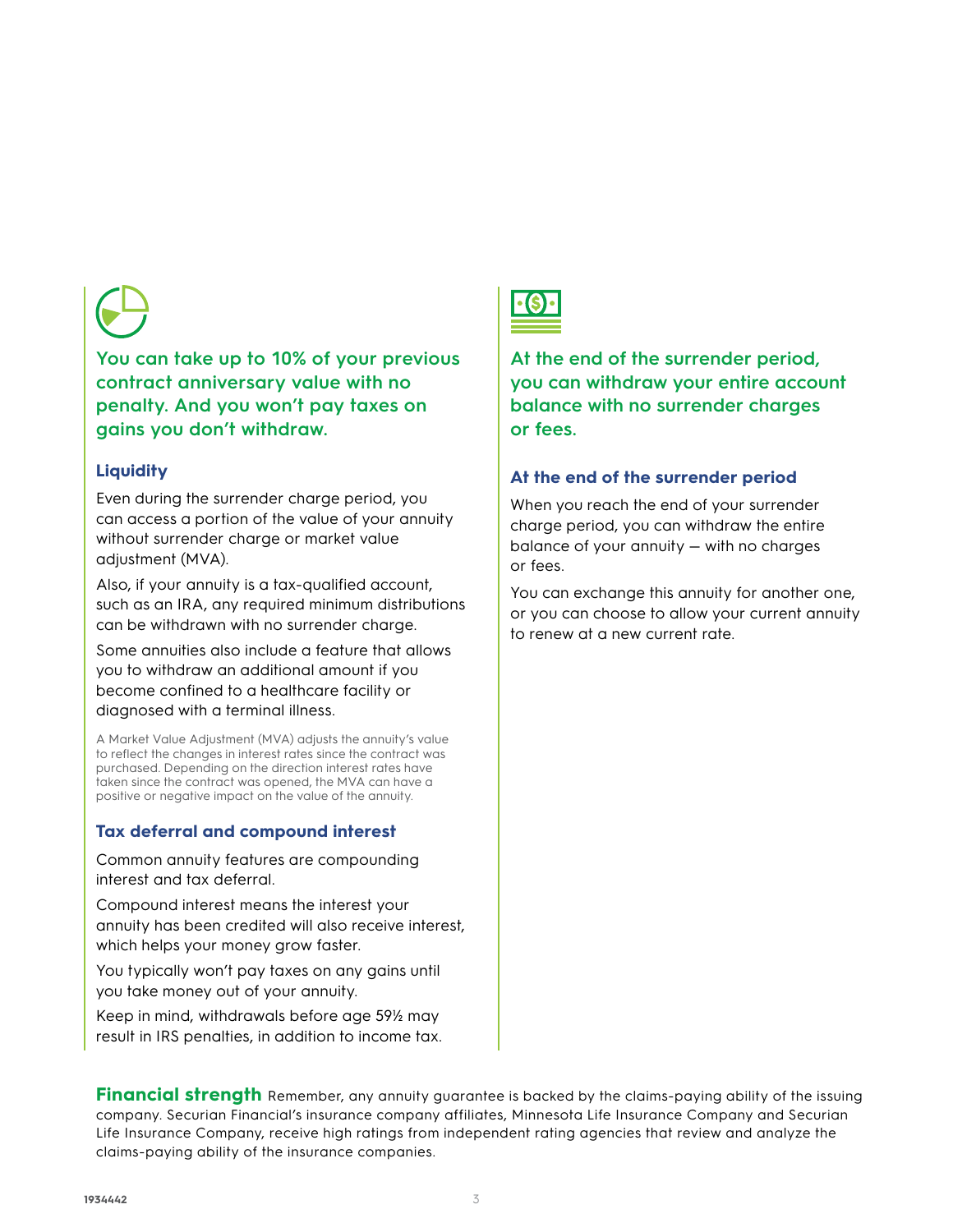**You can take up to 10% of your previous contract anniversary value with no penalty. And you won't pay taxes on gains you don't withdraw.**

### Liquidity

Even during the surrender charge period, you can access a portion of the value of your annuity without surrender charge or market value adjustment (MVA).

Also, if your annuity is a tax-qualified account, such as an IRA, any required minimum distributions can be withdrawn with no surrender charge.

Some annuities also include a feature that allows you to withdraw an additional amount if you become confined to a healthcare facility or diagnosed with a terminal illness.

A Market Value Adjustment (MVA) adjusts the annuity's value to reflect the changes in interest rates since the contract was purchased. Depending on the direction interest rates have taken since the contract was opened, the MVA can have a positive or negative impact on the value of the annuity.

### Tax deferral and compound interest

Common annuity features are compounding interest and tax deferral.

Compound interest means the interest your annuity has been credited will also receive interest, which helps your money grow faster.

You typically won't pay taxes on any gains until you take money out of your annuity.

Keep in mind, withdrawals before age 59½ may result in IRS penalties, in addition to income tax.

**At the end of the surrender period, you can withdraw your entire account balance with no surrender charges or fees.**

### At the end of the surrender period

When you reach the end of your surrender charge period, you can withdraw the entire balance of your annuity — with no charges or fees.

You can exchange this annuity for another one, or you can choose to allow your current annuity to renew at a new current rate.

**Financial strength** Remember, any annuity guarantee is backed by the claims-paying ability of the issuing company. Securian Financial's insurance company affiliates, Minnesota Life Insurance Company and Securian Life Insurance Company, receive high ratings from independent rating agencies that review and analyze the claims-paying ability of the insurance companies.

1934442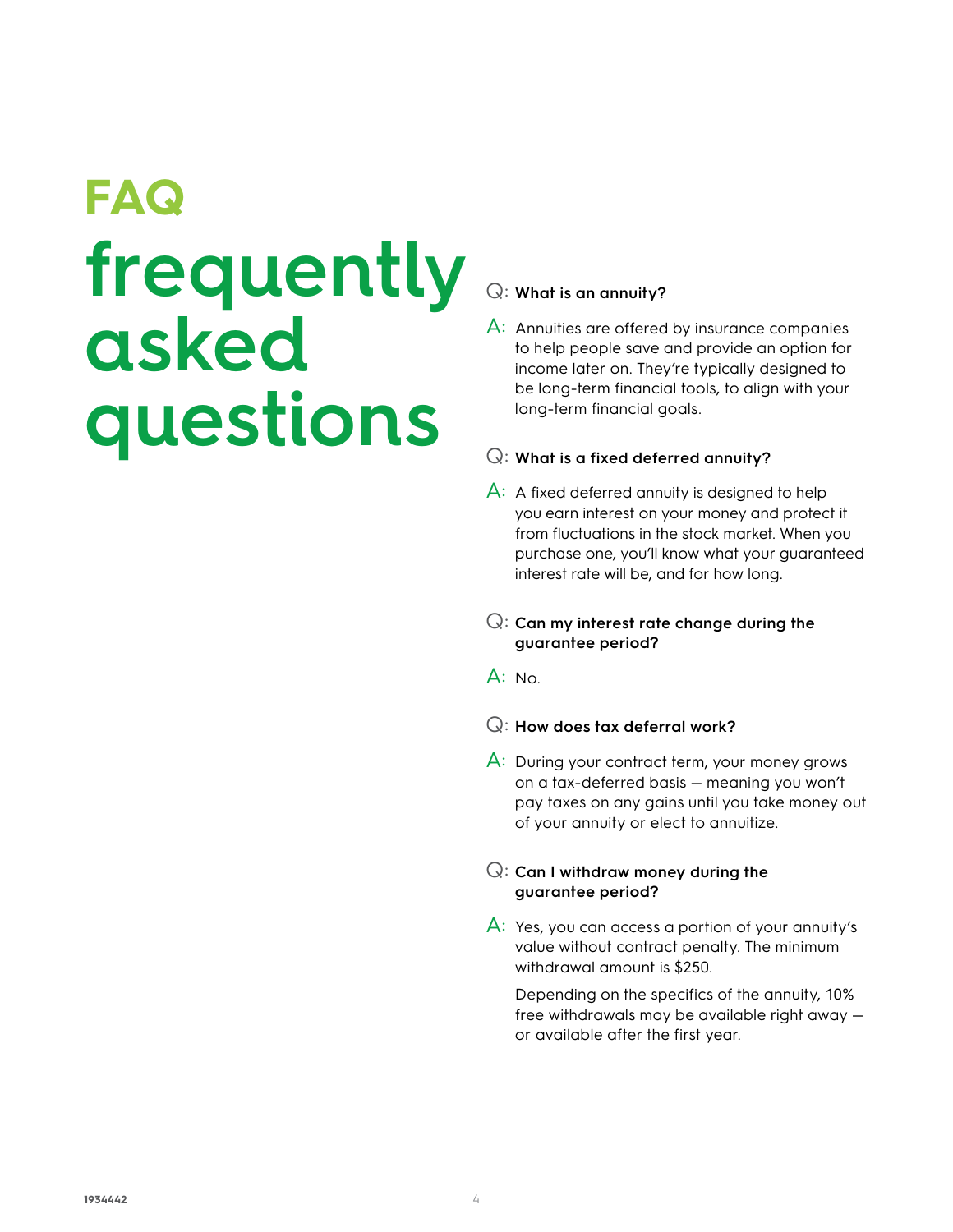## FAQ

# frequently asked questions

**Q: What is an annuity?**

A: Annuities are offered by insurance companies to help people save and provide an option for income later on. They're typically designed to be long-term financial tools, to align with your long-term financial goals.

**Q: What is a fixed deferred annuity?**

A: A fixed deferred annuity is designed to help you earn interest on your money and protect it from fluctuations in the stock market. When you purchase one, you'll know what your guaranteed interest rate will be, and for how long.

**Q: Can my interest rate change during the guarantee period?**

A: No.

**Q: How does tax deferral work?**

A: During your contract term, your money grows on a tax-deferred basis – meaning you won't pay taxes on any gains until you take money out of your annuity or elect to annuitize.

**Q: Can I withdraw money during the guarantee period?**

A: Yes, you can access a portion of your annuity's value without contract penalty. The minimum withdrawal amount is $250.

Depending on the specifics of the annuity, 10% free withdrawals may be available right away – or available after the first year.

1934442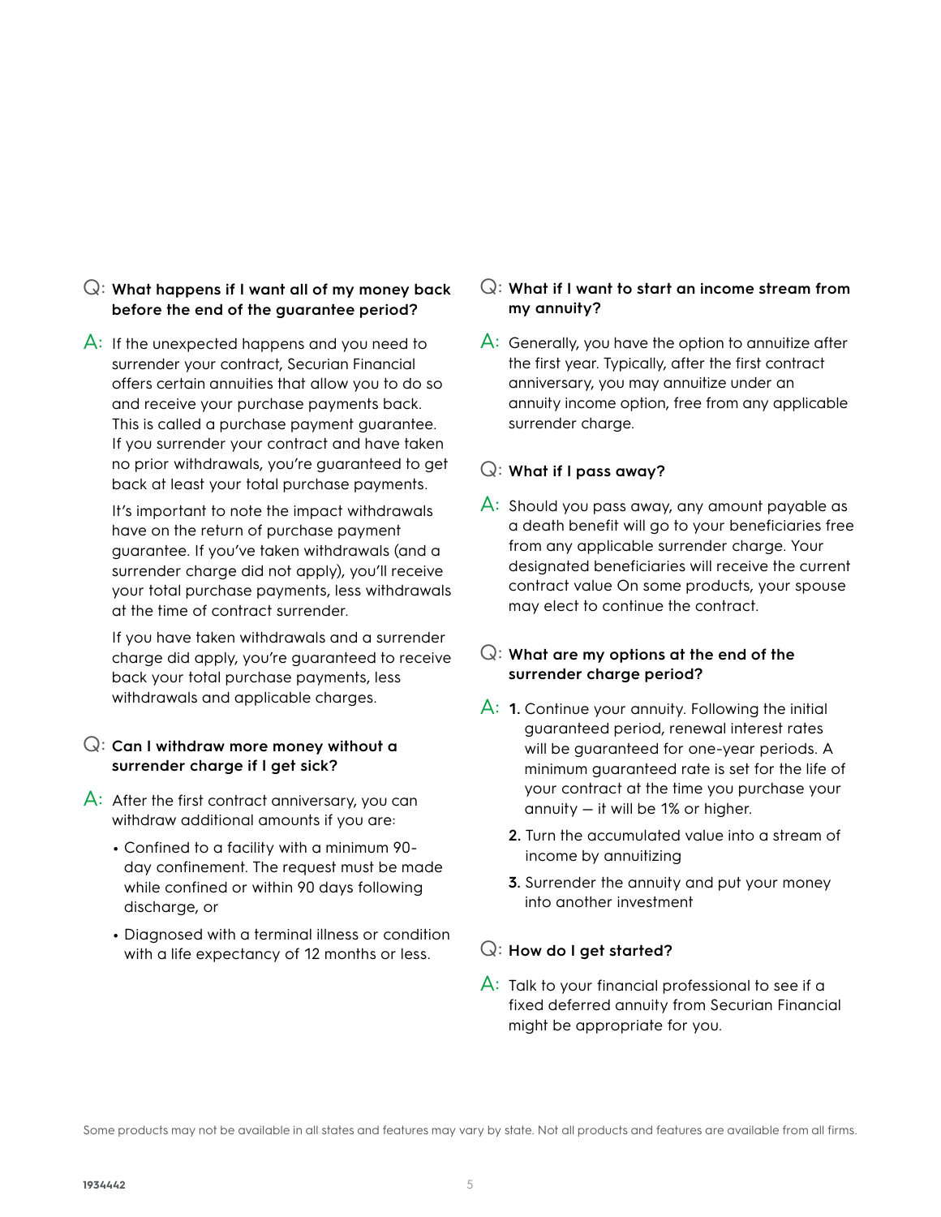**Q: What happens if I want all of my money back before the end of the guarantee period?**

A: If the unexpected happens and you need to surrender your contract, Securian Financial offers certain annuities that allow you to do so and receive your purchase payments back. This is called a purchase payment guarantee. If you surrender your contract and have taken no prior withdrawals, you're guaranteed to get back at least your total purchase payments.

It's important to note the impact withdrawals have on the return of purchase payment guarantee. If you've taken withdrawals (and a surrender charge did not apply), you'll receive your total purchase payments, less withdrawals at the time of contract surrender.

If you have taken withdrawals and a surrender charge did apply, you're guaranteed to receive back your total purchase payments, less withdrawals and applicable charges.

**Q: Can I withdraw more money without a surrender charge if I get sick?**

A: After the first contract anniversary, you can withdraw additional amounts if you are:

- Confined to a facility with a minimum 90-day confinement. The request must be made while confined or within 90 days following discharge, or
- Diagnosed with a terminal illness or condition with a life expectancy of 12 months or less.

**Q: What if I want to start an income stream from my annuity?**

A: Generally, you have the option to annuitize after the first year. Typically, after the first contract anniversary, you may annuitize under an annuity income option, free from any applicable surrender charge.

**Q: What if I pass away?**

A: Should you pass away, any amount payable as a death benefit will go to your beneficiaries free from any applicable surrender charge. Your designated beneficiaries will receive the current contract value On some products, your spouse may elect to continue the contract.

**Q: What are my options at the end of the surrender charge period?**

A:
1. Continue your annuity. Following the initial guaranteed period, renewal interest rates will be guaranteed for one-year periods. A minimum guaranteed rate is set for the life of your contract at the time you purchase your annuity — it will be 1% or higher.
2. Turn the accumulated value into a stream of income by annuitizing
3. Surrender the annuity and put your money into another investment

**Q: How do I get started?**

A: Talk to your financial professional to see if a fixed deferred annuity from Securian Financial might be appropriate for you.

Some products may not be available in all states and features may vary by state. Not all products and features are available from all firms.

1934442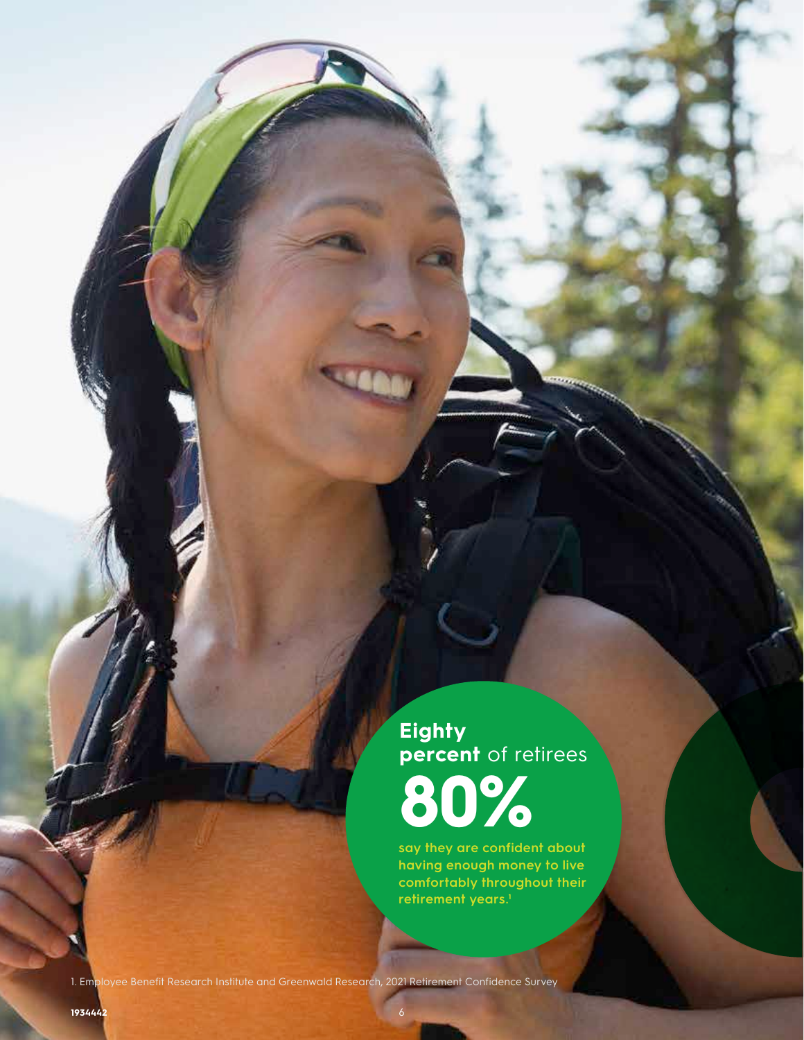**Eighty percent** of retirees

**80%**

**say they are confident about having enough money to live comfortably throughout their retirement years.**[1]

1. Employee Benefit Research Institute and Greenwald Research, 2021 Retirement Confidence Survey

1934442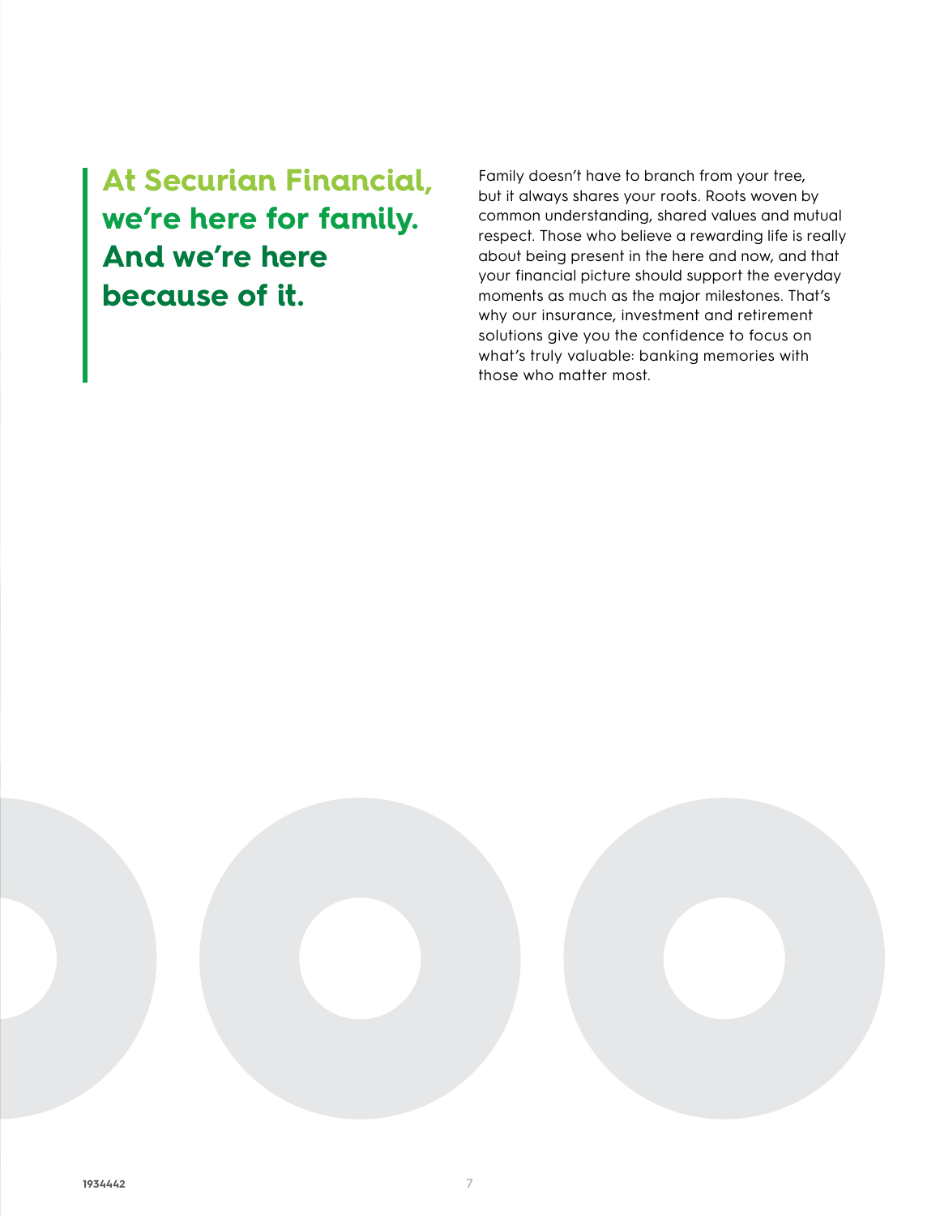## At Securian Financial, we're here for family. And we're here because of it.

Family doesn't have to branch from your tree, but it always shares your roots. Roots woven by common understanding, shared values and mutual respect. Those who believe a rewarding life is really about being present in the here and now, and that your financial picture should support the everyday moments as much as the major milestones. That's why our insurance, investment and retirement solutions give you the confidence to focus on what's truly valuable: banking memories with those who matter most.

1934442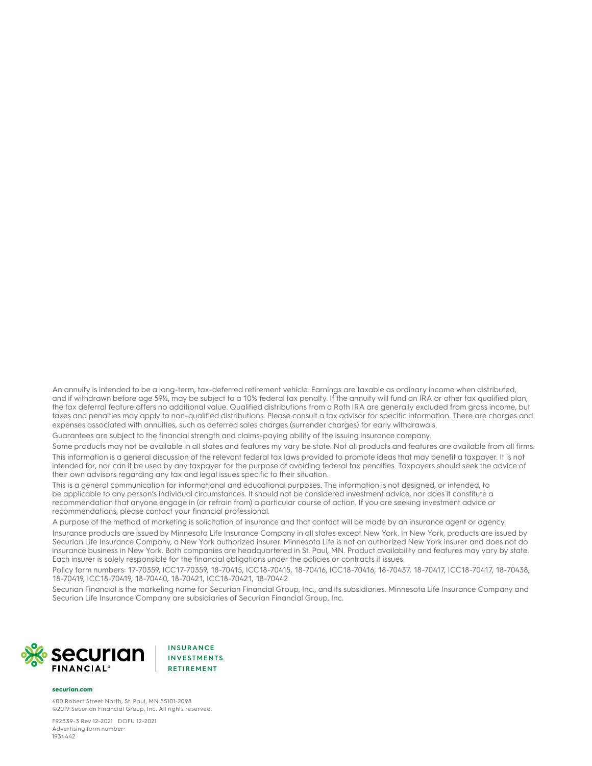An annuity is intended to be a long-term, tax-deferred retirement vehicle. Earnings are taxable as ordinary income when distributed, and if withdrawn before age 59½, may be subject to a 10% federal tax penalty. If the annuity will fund an IRA or other tax qualified plan, the tax deferral feature offers no additional value. Qualified distributions from a Roth IRA are generally excluded from gross income, but taxes and penalties may apply to non-qualified distributions. Please consult a tax advisor for specific information. There are charges and expenses associated with annuities, such as deferred sales charges (surrender charges) for early withdrawals.

Guarantees are subject to the financial strength and claims-paying ability of the issuing insurance company.

Some products may not be available in all states and features my vary be state. Not all products and features are available from all firms.

This information is a general discussion of the relevant federal tax laws provided to promote ideas that may benefit a taxpayer. It is not intended for, nor can it be used by any taxpayer for the purpose of avoiding federal tax penalties. Taxpayers should seek the advice of their own advisors regarding any tax and legal issues specific to their situation.

This is a general communication for informational and educational purposes. The information is not designed, or intended, to be applicable to any person's individual circumstances. It should not be considered investment advice, nor does it constitute a recommendation that anyone engage in (or refrain from) a particular course of action. If you are seeking investment advice or recommendations, please contact your financial professional.

A purpose of the method of marketing is solicitation of insurance and that contact will be made by an insurance agent or agency.

Insurance products are issued by Minnesota Life Insurance Company in all states except New York. In New York, products are issued by Securian Life Insurance Company, a New York authorized insurer. Minnesota Life is not an authorized New York insurer and does not do insurance business in New York. Both companies are headquartered in St. Paul, MN. Product availability and features may vary by state. Each insurer is solely responsible for the financial obligations under the policies or contracts it issues.

Policy form numbers: 17-70359, ICC17-70359, 18-70415, ICC18-70415, 18-70416, ICC18-70416, 18-70437, 18-70417, ICC18-70417, 18-70438, 18-70419, ICC18-70419, 18-70440, 18-70421, ICC18-70421, 18-70442

Securian Financial is the marketing name for Securian Financial Group, Inc., and its subsidiaries. Minnesota Life Insurance Company and Securian Life Insurance Company are subsidiaries of Securian Financial Group, Inc.

Securian FINANCIAL®

INSURANCE
INVESTMENTS
RETIREMENT

**securian.com**

400 Robert Street North, St. Paul, MN 55101-2098
©2019 Securian Financial Group, Inc. All rights reserved.

F92339-3 Rev 12-2021 DOFU 12-2021
Advertising form number:
1934442